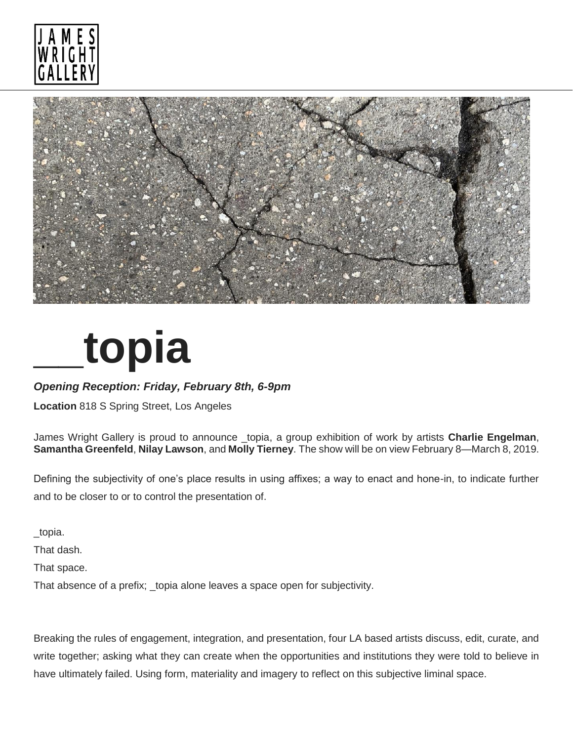JAMES WRIGHT GALLERY

# __topia

***Opening Reception: Friday, February 8th, 6-9pm***

**Location** 818 S Spring Street, Los Angeles

James Wright Gallery is proud to announce _topia, a group exhibition of work by artists **Charlie Engelman**, **Samantha Greenfeld**, **Nilay Lawson**, and **Molly Tierney**. The show will be on view February 8—March 8, 2019.

Defining the subjectivity of one's place results in using affixes; a way to enact and hone-in, to indicate further and to be closer to or to control the presentation of.

_topia.

That dash.

That space.

That absence of a prefix; _topia alone leaves a space open for subjectivity.

Breaking the rules of engagement, integration, and presentation, four LA based artists discuss, edit, curate, and write together; asking what they can create when the opportunities and institutions they were told to believe in have ultimately failed. Using form, materiality and imagery to reflect on this subjective liminal space.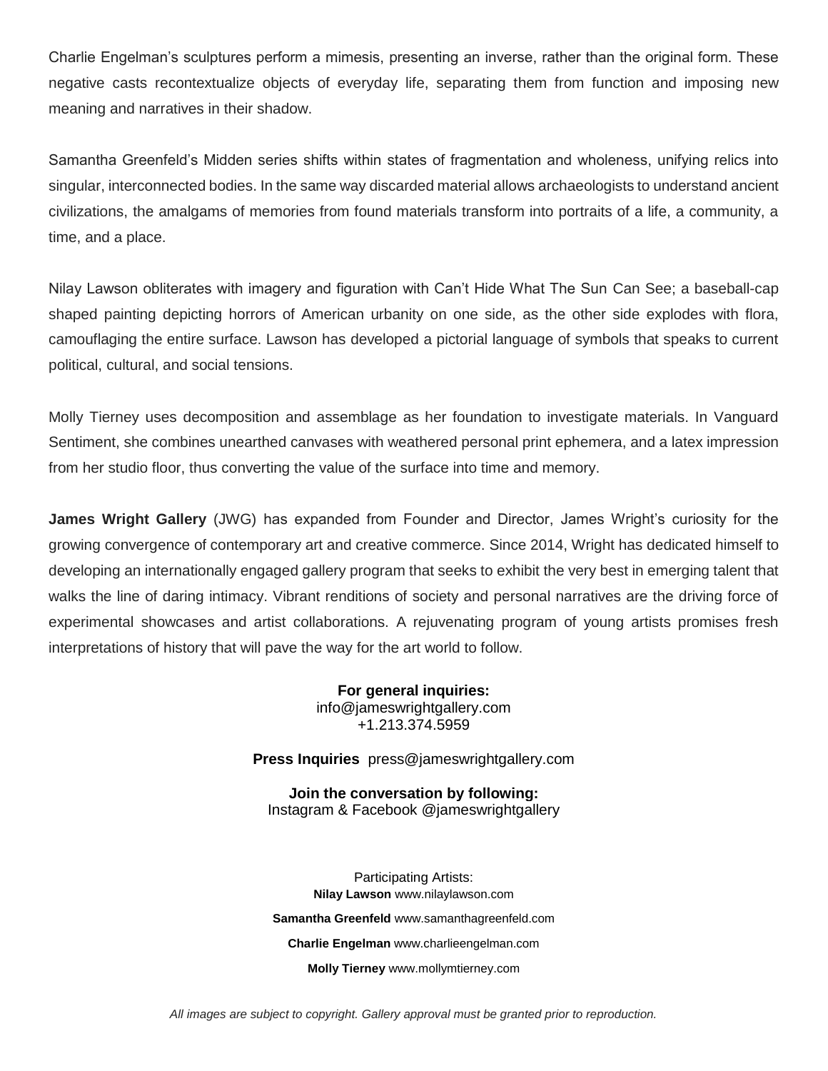Charlie Engelman's sculptures perform a mimesis, presenting an inverse, rather than the original form. These negative casts recontextualize objects of everyday life, separating them from function and imposing new meaning and narratives in their shadow.

Samantha Greenfeld's Midden series shifts within states of fragmentation and wholeness, unifying relics into singular, interconnected bodies. In the same way discarded material allows archaeologists to understand ancient civilizations, the amalgams of memories from found materials transform into portraits of a life, a community, a time, and a place.

Nilay Lawson obliterates with imagery and figuration with Can't Hide What The Sun Can See; a baseball-cap shaped painting depicting horrors of American urbanity on one side, as the other side explodes with flora, camouflaging the entire surface. Lawson has developed a pictorial language of symbols that speaks to current political, cultural, and social tensions.

Molly Tierney uses decomposition and assemblage as her foundation to investigate materials. In Vanguard Sentiment, she combines unearthed canvases with weathered personal print ephemera, and a latex impression from her studio floor, thus converting the value of the surface into time and memory.

**James Wright Gallery** (JWG) has expanded from Founder and Director, James Wright's curiosity for the growing convergence of contemporary art and creative commerce. Since 2014, Wright has dedicated himself to developing an internationally engaged gallery program that seeks to exhibit the very best in emerging talent that walks the line of daring intimacy. Vibrant renditions of society and personal narratives are the driving force of experimental showcases and artist collaborations. A rejuvenating program of young artists promises fresh interpretations of history that will pave the way for the art world to follow.

**For general inquiries:**
info@jameswrightgallery.com
+1.213.374.5959

**Press Inquiries** press@jameswrightgallery.com

**Join the conversation by following:**
Instagram & Facebook @jameswrightgallery

Participating Artists:

**Nilay Lawson** www.nilaylawson.com

**Samantha Greenfeld** www.samanthagreenfeld.com

**Charlie Engelman** www.charlieengelman.com

**Molly Tierney** www.mollymtierney.com

*All images are subject to copyright. Gallery approval must be granted prior to reproduction.*